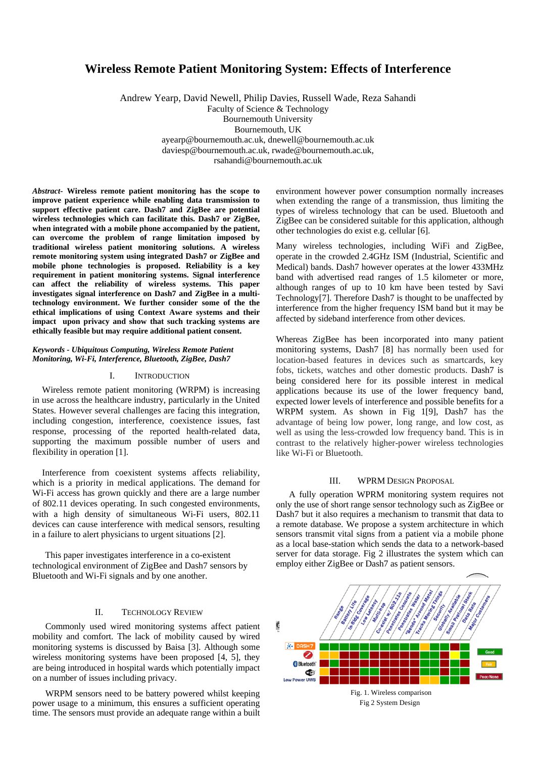# Wireless Remote Patient Monitoring System: Effects of Interference

Andrew Yearp, David Newell, Philip Davies, Russell Wade, Reza Sahandi
Faculty of Science & Technology
Bournemouth University
Bournemouth, UK
ayearp@bournemouth.ac.uk, dnewell@bournemouth.ac.uk
daviesp@bournemouth.ac.uk, rwade@bournemouth.ac.uk,
rsahandi@bournemouth.ac.uk

***Abstract*- Wireless remote patient monitoring has the scope to improve patient experience while enabling data transmission to support effective patient care. Dash7 and ZigBee are potential wireless technologies which can facilitate this. Dash7 or ZigBee, when integrated with a mobile phone accompanied by the patient, can overcome the problem of range limitation imposed by traditional wireless patient monitoring solutions. A wireless remote monitoring system using integrated Dash7 or ZigBee and mobile phone technologies is proposed. Reliability is a key requirement in patient monitoring systems. Signal interference can affect the reliability of wireless systems. This paper investigates signal interference on Dash7 and ZigBee in a multi-technology environment. We further consider some of the the ethical implications of using Context Aware systems and their impact upon privacy and show that such tracking systems are ethically feasible but may require additional patient consent.**

***Keywords - Ubiquitous Computing, Wireless Remote Patient Monitoring, Wi-Fi, Interference, Bluetooth, ZigBee, Dash7***

## I. Introduction

Wireless remote patient monitoring (WRPM) is increasing in use across the healthcare industry, particularly in the United States. However several challenges are facing this integration, including congestion, interference, coexistence issues, fast response, processing of the reported health-related data, supporting the maximum possible number of users and flexibility in operation [1].

Interference from coexistent systems affects reliability, which is a priority in medical applications. The demand for Wi-Fi access has grown quickly and there are a large number of 802.11 devices operating. In such congested environments, with a high density of simultaneous Wi-Fi users, 802.11 devices can cause interference with medical sensors, resulting in a failure to alert physicians to urgent situations [2].

This paper investigates interference in a co-existent technological environment of ZigBee and Dash7 sensors by Bluetooth and Wi-Fi signals and by one another.

## II. Technology Review

Commonly used wired monitoring systems affect patient mobility and comfort. The lack of mobility caused by wired monitoring systems is discussed by Baisa [3]. Although some wireless monitoring systems have been proposed [4, 5], they are being introduced in hospital wards which potentially impact on a number of issues including privacy.

WRPM sensors need to be battery powered whilst keeping power usage to a minimum, this ensures a sufficient operating time. The sensors must provide an adequate range within a built environment however power consumption normally increases when extending the range of a transmission, thus limiting the types of wireless technology that can be used. Bluetooth and ZigBee can be considered suitable for this application, although other technologies do exist e.g. cellular [6].

Many wireless technologies, including WiFi and ZigBee, operate in the crowded 2.4GHz ISM (Industrial, Scientific and Medical) bands. Dash7 however operates at the lower 433MHz band with advertised read ranges of 1.5 kilometer or more, although ranges of up to 10 km have been tested by Savi Technology[7]. Therefore Dash7 is thought to be unaffected by interference from the higher frequency ISM band but it may be affected by sideband interference from other devices.

Whereas ZigBee has been incorporated into many patient monitoring systems, Dash7 [8] has normally been used for location-based features in devices such as smartcards, key fobs, tickets, watches and other domestic products. Dash7 is being considered here for its possible interest in medical applications because its use of the lower frequency band, expected lower levels of interference and possible benefits for a WRPM system. As shown in Fig 1[9], Dash7 has the advantage of being low power, long range, and low cost, as well as using the less-crowded low frequency band. This is in contrast to the relatively higher-power wireless technologies like Wi-Fi or Bluetooth.

## III. WPRM Design Proposal

A fully operation WPRM monitoring system requires not only the use of short range sensor technology such as ZigBee or Dash7 but it also requires a mechanism to transmit that data to a remote database. We propose a system architecture in which sensors transmit vital signs from a patient via a mobile phone as a local base-station which sends the data to a network-based server for data storage. Fig 2 illustrates the system which can employ either ZigBee or Dash7 as patient sensors.

Fig. 1. Wireless comparison

Fig 2 System Design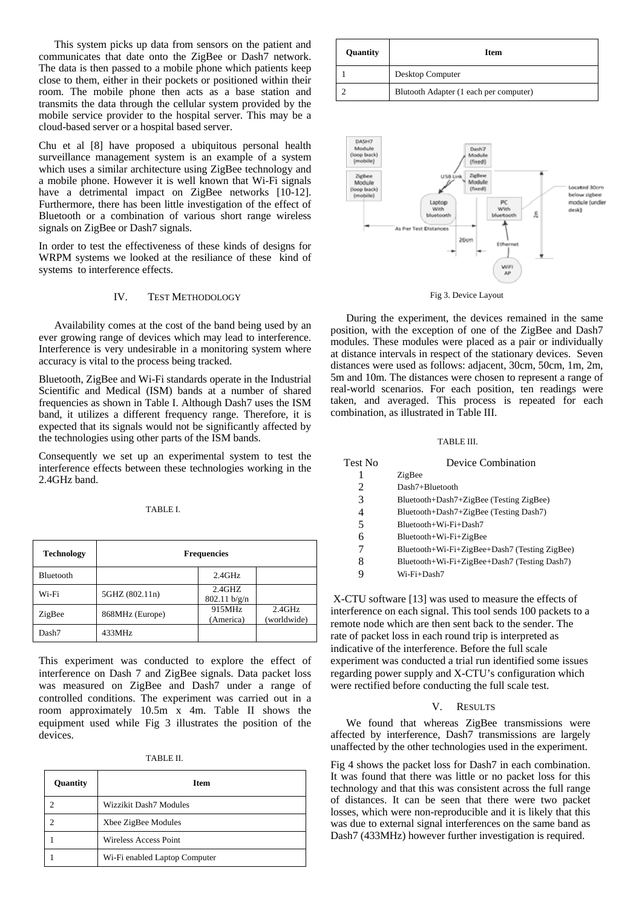This system picks up data from sensors on the patient and communicates that date onto the ZigBee or Dash7 network. The data is then passed to a mobile phone which patients keep close to them, either in their pockets or positioned within their room. The mobile phone then acts as a base station and transmits the data through the cellular system provided by the mobile service provider to the hospital server. This may be a cloud-based server or a hospital based server.

Chu et al [8] have proposed a ubiquitous personal health surveillance management system is an example of a system which uses a similar architecture using ZigBee technology and a mobile phone. However it is well known that Wi-Fi signals have a detrimental impact on ZigBee networks [10-12]. Furthermore, there has been little investigation of the effect of Bluetooth or a combination of various short range wireless signals on ZigBee or Dash7 signals.

In order to test the effectiveness of these kinds of designs for WRPM systems we looked at the resiliance of these kind of systems to interference effects.

## IV. Test Methodology

Availability comes at the cost of the band being used by an ever growing range of devices which may lead to interference. Interference is very undesirable in a monitoring system where accuracy is vital to the process being tracked.

Bluetooth, ZigBee and Wi-Fi standards operate in the Industrial Scientific and Medical (ISM) bands at a number of shared frequencies as shown in Table I. Although Dash7 uses the ISM band, it utilizes a different frequency range. Therefore, it is expected that its signals would not be significantly affected by the technologies using other parts of the ISM bands.

Consequently we set up an experimental system to test the interference effects between these technologies working in the 2.4GHz band.

TABLE I.

| Technology | Frequencies | | |
|---|---|---|---|
| Bluetooth | | 2.4GHz | |
| Wi-Fi | 5GHZ (802.11n) | 2.4GHZ 802.11 b/g/n | |
| ZigBee | 868MHz (Europe) | 915MHz (America) | 2.4GHz (worldwide) |
| Dash7 | 433MHz | | |

This experiment was conducted to explore the effect of interference on Dash 7 and ZigBee signals. Data packet loss was measured on ZigBee and Dash7 under a range of controlled conditions. The experiment was carried out in a room approximately 10.5m x 4m. Table II shows the equipment used while Fig 3 illustrates the position of the devices.

TABLE II.

| Quantity | Item |
|---|---|
| 2 | Wizzikit Dash7 Modules |
| 2 | Xbee ZigBee Modules |
| 1 | Wireless Access Point |
| 1 | Wi-Fi enabled Laptop Computer |
| 1 | Desktop Computer |
| 2 | Blutooth Adapter (1 each per computer) |

Fig 3. Device Layout

During the experiment, the devices remained in the same position, with the exception of one of the ZigBee and Dash7 modules. These modules were placed as a pair or individually at distance intervals in respect of the stationary devices. Seven distances were used as follows: adjacent, 30cm, 50cm, 1m, 2m, 5m and 10m. The distances were chosen to represent a range of real-world scenarios. For each position, ten readings were taken, and averaged. This process is repeated for each combination, as illustrated in Table III.

TABLE III.

| Test No | Device Combination |
|---|---|
| 1 | ZigBee |
| 2 | Dash7+Bluetooth |
| 3 | Bluetooth+Dash7+ZigBee (Testing ZigBee) |
| 4 | Bluetooth+Dash7+ZigBee (Testing Dash7) |
| 5 | Bluetooth+Wi-Fi+Dash7 |
| 6 | Bluetooth+Wi-Fi+ZigBee |
| 7 | Bluetooth+Wi-Fi+ZigBee+Dash7 (Testing ZigBee) |
| 8 | Bluetooth+Wi-Fi+ZigBee+Dash7 (Testing Dash7) |
| 9 | Wi-Fi+Dash7 |

X-CTU software [13] was used to measure the effects of interference on each signal. This tool sends 100 packets to a remote node which are then sent back to the sender. The rate of packet loss in each round trip is interpreted as indicative of the interference. Before the full scale experiment was conducted a trial run identified some issues regarding power supply and X-CTU's configuration which were rectified before conducting the full scale test.

## V. Results

We found that whereas ZigBee transmissions were affected by interference, Dash7 transmissions are largely unaffected by the other technologies used in the experiment.

Fig 4 shows the packet loss for Dash7 in each combination. It was found that there was little or no packet loss for this technology and that this was consistent across the full range of distances. It can be seen that there were two packet losses, which were non-reproducible and it is likely that this was due to external signal interferences on the same band as Dash7 (433MHz) however further investigation is required.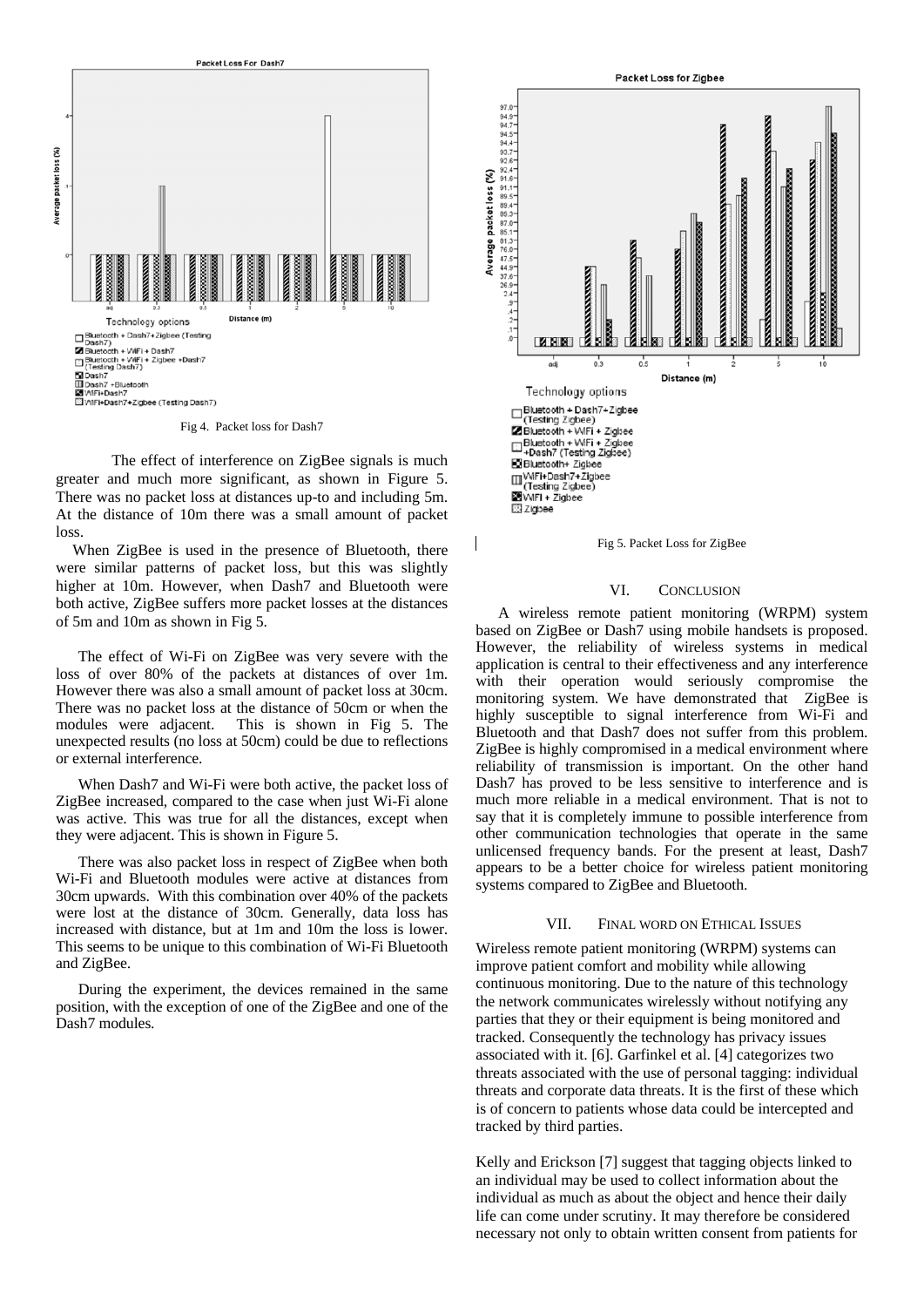Fig 4. Packet loss for Dash7

The effect of interference on ZigBee signals is much greater and much more significant, as shown in Figure 5. There was no packet loss at distances up-to and including 5m. At the distance of 10m there was a small amount of packet loss.

When ZigBee is used in the presence of Bluetooth, there were similar patterns of packet loss, but this was slightly higher at 10m. However, when Dash7 and Bluetooth were both active, ZigBee suffers more packet losses at the distances of 5m and 10m as shown in Fig 5.

The effect of Wi-Fi on ZigBee was very severe with the loss of over 80% of the packets at distances of over 1m. However there was also a small amount of packet loss at 30cm. There was no packet loss at the distance of 50cm or when the modules were adjacent. This is shown in Fig 5. The unexpected results (no loss at 50cm) could be due to reflections or external interference.

When Dash7 and Wi-Fi were both active, the packet loss of ZigBee increased, compared to the case when just Wi-Fi alone was active. This was true for all the distances, except when they were adjacent. This is shown in Figure 5.

There was also packet loss in respect of ZigBee when both Wi-Fi and Bluetooth modules were active at distances from 30cm upwards. With this combination over 40% of the packets were lost at the distance of 30cm. Generally, data loss has increased with distance, but at 1m and 10m the loss is lower. This seems to be unique to this combination of Wi-Fi Bluetooth and ZigBee.

During the experiment, the devices remained in the same position, with the exception of one of the ZigBee and one of the Dash7 modules.

Fig 5. Packet Loss for ZigBee

## VI. Conclusion

A wireless remote patient monitoring (WRPM) system based on ZigBee or Dash7 using mobile handsets is proposed. However, the reliability of wireless systems in medical application is central to their effectiveness and any interference with their operation would seriously compromise the monitoring system. We have demonstrated that ZigBee is highly susceptible to signal interference from Wi-Fi and Bluetooth and that Dash7 does not suffer from this problem. ZigBee is highly compromised in a medical environment where reliability of transmission is important. On the other hand Dash7 has proved to be less sensitive to interference and is much more reliable in a medical environment. That is not to say that it is completely immune to possible interference from other communication technologies that operate in the same unlicensed frequency bands. For the present at least, Dash7 appears to be a better choice for wireless patient monitoring systems compared to ZigBee and Bluetooth.

## VII. Final word on Ethical Issues

Wireless remote patient monitoring (WRPM) systems can improve patient comfort and mobility while allowing continuous monitoring. Due to the nature of this technology the network communicates wirelessly without notifying any parties that they or their equipment is being monitored and tracked. Consequently the technology has privacy issues associated with it. [6]. Garfinkel et al. [4] categorizes two threats associated with the use of personal tagging: individual threats and corporate data threats. It is the first of these which is of concern to patients whose data could be intercepted and tracked by third parties.

Kelly and Erickson [7] suggest that tagging objects linked to an individual may be used to collect information about the individual as much as about the object and hence their daily life can come under scrutiny. It may therefore be considered necessary not only to obtain written consent from patients for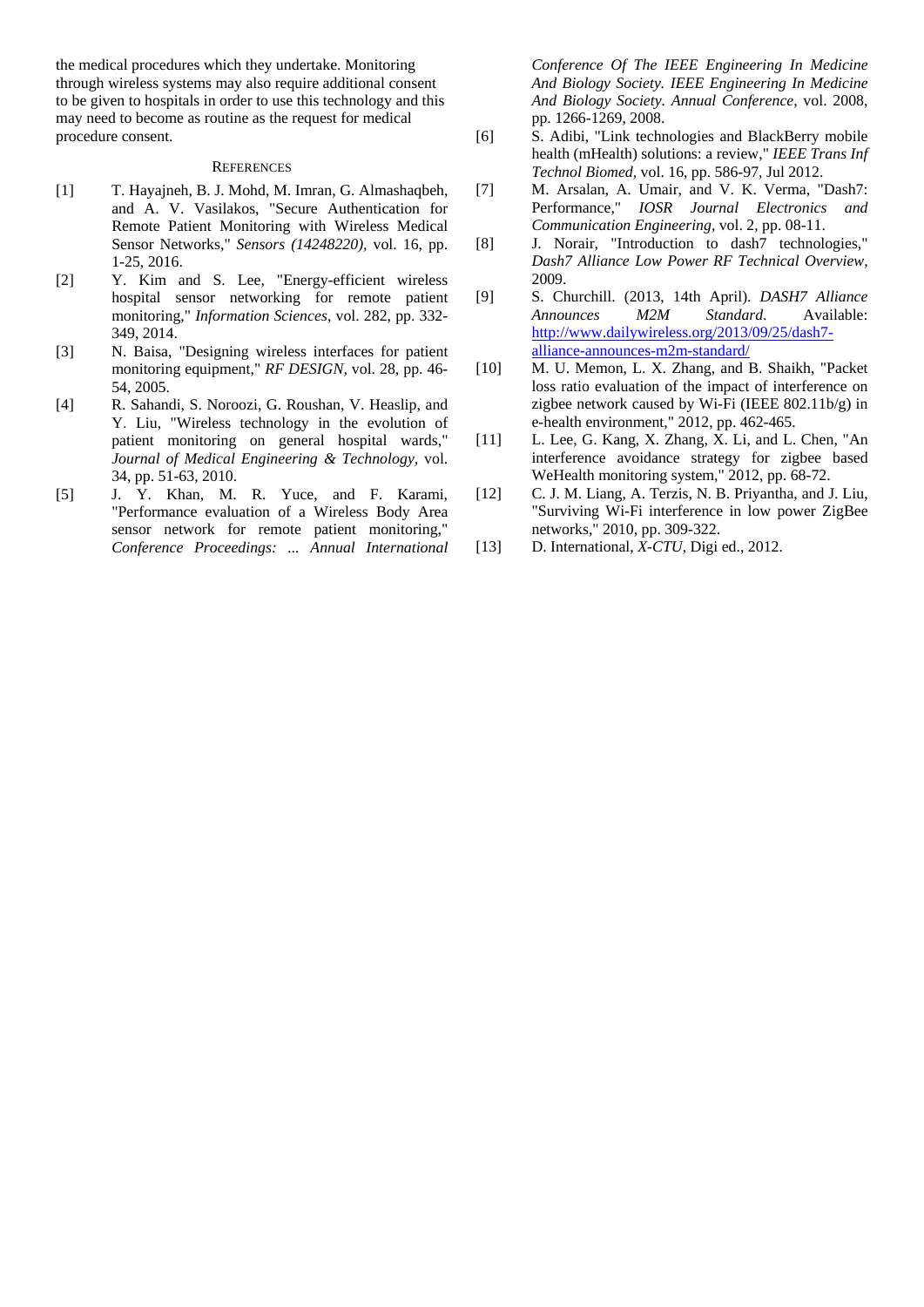the medical procedures which they undertake. Monitoring through wireless systems may also require additional consent to be given to hospitals in order to use this technology and this may need to become as routine as the request for medical procedure consent.

## References

[1] T. Hayajneh, B. J. Mohd, M. Imran, G. Almashaqbeh, and A. V. Vasilakos, "Secure Authentication for Remote Patient Monitoring with Wireless Medical Sensor Networks," *Sensors (14248220),* vol. 16, pp. 1-25, 2016.

[2] Y. Kim and S. Lee, "Energy-efficient wireless hospital sensor networking for remote patient monitoring," *Information Sciences,* vol. 282, pp. 332-349, 2014.

[3] N. Baisa, "Designing wireless interfaces for patient monitoring equipment," *RF DESIGN,* vol. 28, pp. 46-54, 2005.

[4] R. Sahandi, S. Noroozi, G. Roushan, V. Heaslip, and Y. Liu, "Wireless technology in the evolution of patient monitoring on general hospital wards," *Journal of Medical Engineering & Technology,* vol. 34, pp. 51-63, 2010.

[5] J. Y. Khan, M. R. Yuce, and F. Karami, "Performance evaluation of a Wireless Body Area sensor network for remote patient monitoring," *Conference Proceedings: ... Annual International Conference Of The IEEE Engineering In Medicine And Biology Society. IEEE Engineering In Medicine And Biology Society. Annual Conference,* vol. 2008, pp. 1266-1269, 2008.

[6] S. Adibi, "Link technologies and BlackBerry mobile health (mHealth) solutions: a review," *IEEE Trans Inf Technol Biomed,* vol. 16, pp. 586-97, Jul 2012.

[7] M. Arsalan, A. Umair, and V. K. Verma, "Dash7: Performance," *IOSR Journal Electronics and Communication Engineering,* vol. 2, pp. 08-11.

[8] J. Norair, "Introduction to dash7 technologies," *Dash7 Alliance Low Power RF Technical Overview,* 2009.

[9] S. Churchill. (2013, 14th April). *DASH7 Alliance Announces M2M Standard*. Available: http://www.dailywireless.org/2013/09/25/dash7-alliance-announces-m2m-standard/

[10] M. U. Memon, L. X. Zhang, and B. Shaikh, "Packet loss ratio evaluation of the impact of interference on zigbee network caused by Wi-Fi (IEEE 802.11b/g) in e-health environment," 2012, pp. 462-465.

[11] L. Lee, G. Kang, X. Zhang, X. Li, and L. Chen, "An interference avoidance strategy for zigbee based WeHealth monitoring system," 2012, pp. 68-72.

[12] C. J. M. Liang, A. Terzis, N. B. Priyantha, and J. Liu, "Surviving Wi-Fi interference in low power ZigBee networks," 2010, pp. 309-322.

[13] D. International, *X-CTU,* Digi ed., 2012.